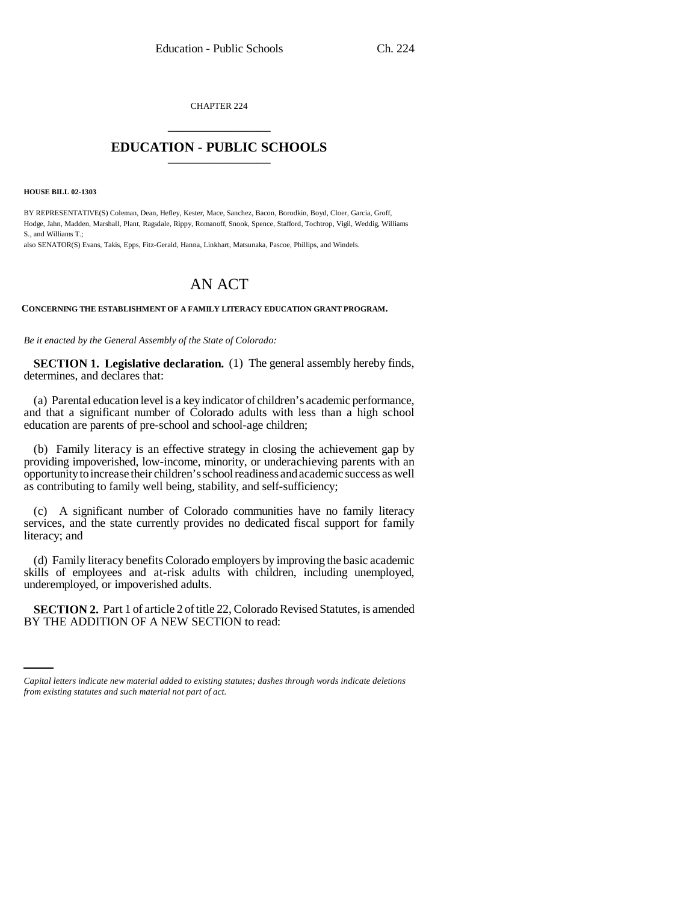CHAPTER 224

# EDUCATION - PUBLIC SCHOOLS

**HOUSE BILL 02-1303**

BY REPRESENTATIVE(S) Coleman, Dean, Hefley, Kester, Mace, Sanchez, Bacon, Borodkin, Boyd, Cloer, Garcia, Groff, Hodge, Jahn, Madden, Marshall, Plant, Ragsdale, Rippy, Romanoff, Snook, Spence, Stafford, Tochtrop, Vigil, Weddig, Williams S., and Williams T.;
also SENATOR(S) Evans, Takis, Epps, Fitz-Gerald, Hanna, Linkhart, Matsunaka, Pascoe, Phillips, and Windels.

# AN ACT

**CONCERNING THE ESTABLISHMENT OF A FAMILY LITERACY EDUCATION GRANT PROGRAM.**

*Be it enacted by the General Assembly of the State of Colorado:*

**SECTION 1. Legislative declaration.** (1) The general assembly hereby finds, determines, and declares that:

(a) Parental education level is a key indicator of children's academic performance, and that a significant number of Colorado adults with less than a high school education are parents of pre-school and school-age children;

(b) Family literacy is an effective strategy in closing the achievement gap by providing impoverished, low-income, minority, or underachieving parents with an opportunity to increase their children's school readiness and academic success as well as contributing to family well being, stability, and self-sufficiency;

(c) A significant number of Colorado communities have no family literacy services, and the state currently provides no dedicated fiscal support for family literacy; and

(d) Family literacy benefits Colorado employers by improving the basic academic skills of employees and at-risk adults with children, including unemployed, underemployed, or impoverished adults.

**SECTION 2.** Part 1 of article 2 of title 22, Colorado Revised Statutes, is amended BY THE ADDITION OF A NEW SECTION to read:

*Capital letters indicate new material added to existing statutes; dashes through words indicate deletions from existing statutes and such material not part of act.*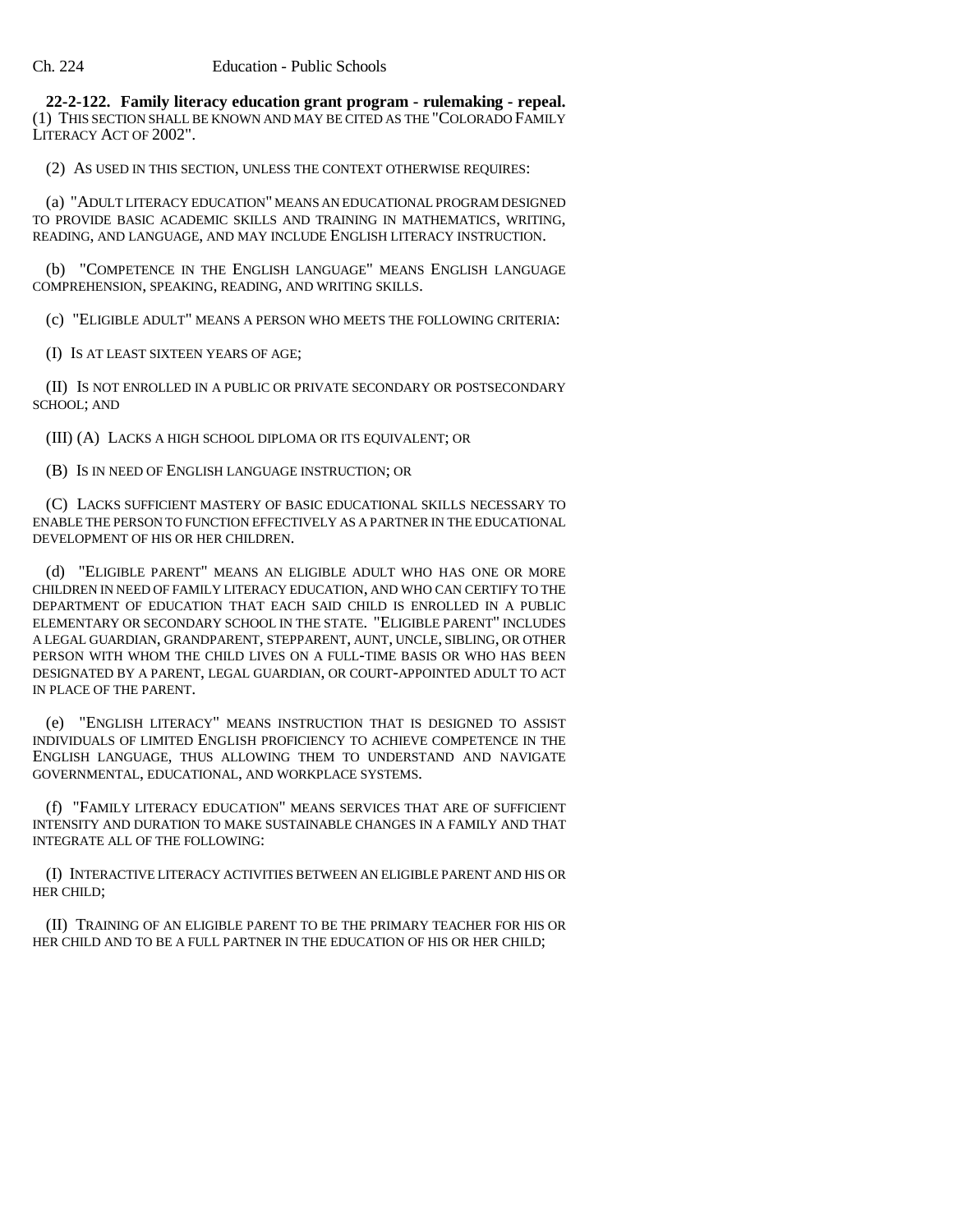**22-2-122. Family literacy education grant program - rulemaking - repeal.** (1) THIS SECTION SHALL BE KNOWN AND MAY BE CITED AS THE "COLORADO FAMILY LITERACY ACT OF 2002".

(2) AS USED IN THIS SECTION, UNLESS THE CONTEXT OTHERWISE REQUIRES:

(a) "ADULT LITERACY EDUCATION" MEANS AN EDUCATIONAL PROGRAM DESIGNED TO PROVIDE BASIC ACADEMIC SKILLS AND TRAINING IN MATHEMATICS, WRITING, READING, AND LANGUAGE, AND MAY INCLUDE ENGLISH LITERACY INSTRUCTION.

(b) "COMPETENCE IN THE ENGLISH LANGUAGE" MEANS ENGLISH LANGUAGE COMPREHENSION, SPEAKING, READING, AND WRITING SKILLS.

(c) "ELIGIBLE ADULT" MEANS A PERSON WHO MEETS THE FOLLOWING CRITERIA:

(I) IS AT LEAST SIXTEEN YEARS OF AGE;

(II) IS NOT ENROLLED IN A PUBLIC OR PRIVATE SECONDARY OR POSTSECONDARY SCHOOL; AND

(III) (A) LACKS A HIGH SCHOOL DIPLOMA OR ITS EQUIVALENT; OR

(B) IS IN NEED OF ENGLISH LANGUAGE INSTRUCTION; OR

(C) LACKS SUFFICIENT MASTERY OF BASIC EDUCATIONAL SKILLS NECESSARY TO ENABLE THE PERSON TO FUNCTION EFFECTIVELY AS A PARTNER IN THE EDUCATIONAL DEVELOPMENT OF HIS OR HER CHILDREN.

(d) "ELIGIBLE PARENT" MEANS AN ELIGIBLE ADULT WHO HAS ONE OR MORE CHILDREN IN NEED OF FAMILY LITERACY EDUCATION, AND WHO CAN CERTIFY TO THE DEPARTMENT OF EDUCATION THAT EACH SAID CHILD IS ENROLLED IN A PUBLIC ELEMENTARY OR SECONDARY SCHOOL IN THE STATE. "ELIGIBLE PARENT" INCLUDES A LEGAL GUARDIAN, GRANDPARENT, STEPPARENT, AUNT, UNCLE, SIBLING, OR OTHER PERSON WITH WHOM THE CHILD LIVES ON A FULL-TIME BASIS OR WHO HAS BEEN DESIGNATED BY A PARENT, LEGAL GUARDIAN, OR COURT-APPOINTED ADULT TO ACT IN PLACE OF THE PARENT.

(e) "ENGLISH LITERACY" MEANS INSTRUCTION THAT IS DESIGNED TO ASSIST INDIVIDUALS OF LIMITED ENGLISH PROFICIENCY TO ACHIEVE COMPETENCE IN THE ENGLISH LANGUAGE, THUS ALLOWING THEM TO UNDERSTAND AND NAVIGATE GOVERNMENTAL, EDUCATIONAL, AND WORKPLACE SYSTEMS.

(f) "FAMILY LITERACY EDUCATION" MEANS SERVICES THAT ARE OF SUFFICIENT INTENSITY AND DURATION TO MAKE SUSTAINABLE CHANGES IN A FAMILY AND THAT INTEGRATE ALL OF THE FOLLOWING:

(I) INTERACTIVE LITERACY ACTIVITIES BETWEEN AN ELIGIBLE PARENT AND HIS OR HER CHILD;

(II) TRAINING OF AN ELIGIBLE PARENT TO BE THE PRIMARY TEACHER FOR HIS OR HER CHILD AND TO BE A FULL PARTNER IN THE EDUCATION OF HIS OR HER CHILD;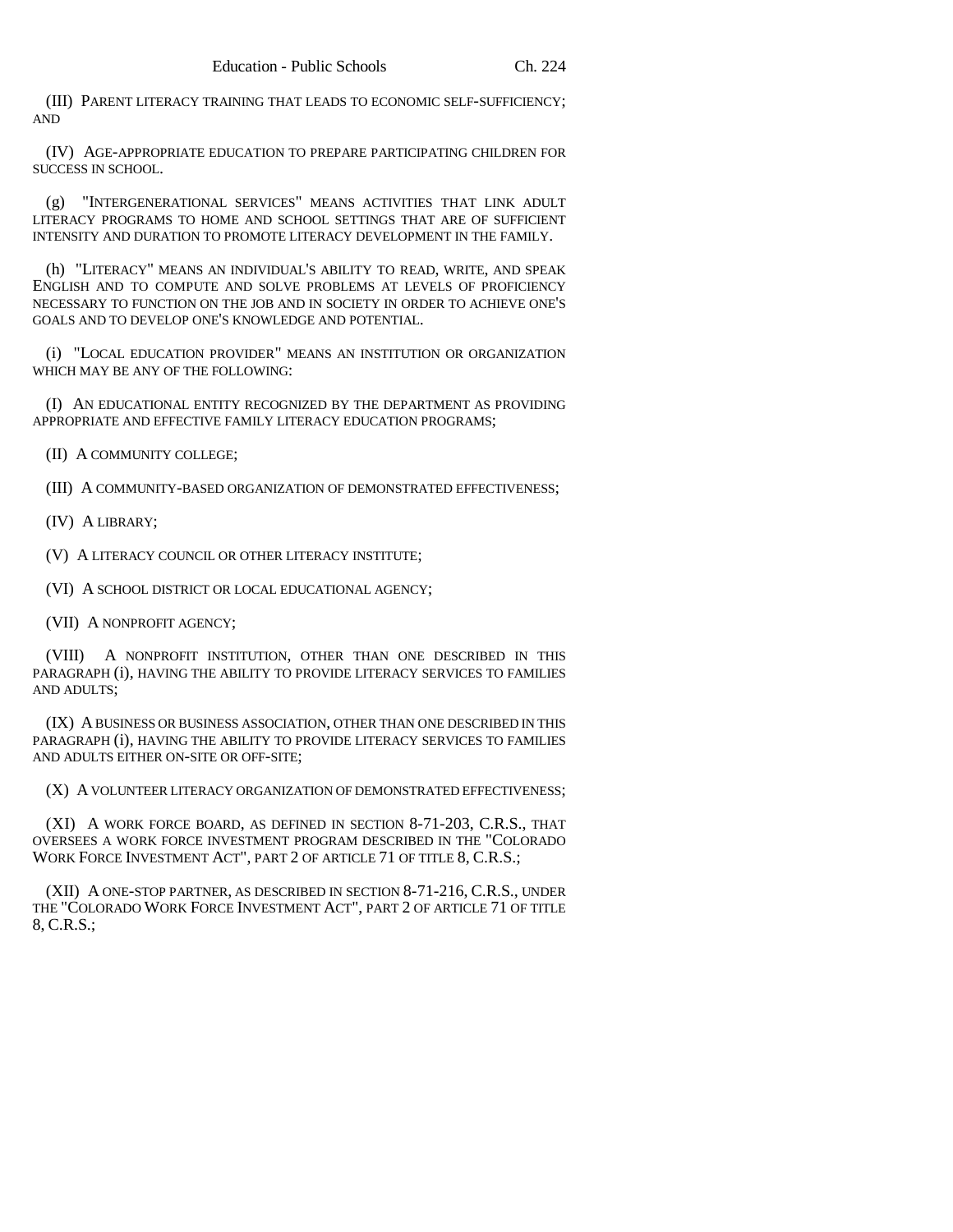(III) PARENT LITERACY TRAINING THAT LEADS TO ECONOMIC SELF-SUFFICIENCY; AND

(IV) AGE-APPROPRIATE EDUCATION TO PREPARE PARTICIPATING CHILDREN FOR SUCCESS IN SCHOOL.

(g) "INTERGENERATIONAL SERVICES" MEANS ACTIVITIES THAT LINK ADULT LITERACY PROGRAMS TO HOME AND SCHOOL SETTINGS THAT ARE OF SUFFICIENT INTENSITY AND DURATION TO PROMOTE LITERACY DEVELOPMENT IN THE FAMILY.

(h) "LITERACY" MEANS AN INDIVIDUAL'S ABILITY TO READ, WRITE, AND SPEAK ENGLISH AND TO COMPUTE AND SOLVE PROBLEMS AT LEVELS OF PROFICIENCY NECESSARY TO FUNCTION ON THE JOB AND IN SOCIETY IN ORDER TO ACHIEVE ONE'S GOALS AND TO DEVELOP ONE'S KNOWLEDGE AND POTENTIAL.

(i) "LOCAL EDUCATION PROVIDER" MEANS AN INSTITUTION OR ORGANIZATION WHICH MAY BE ANY OF THE FOLLOWING:

(I) AN EDUCATIONAL ENTITY RECOGNIZED BY THE DEPARTMENT AS PROVIDING APPROPRIATE AND EFFECTIVE FAMILY LITERACY EDUCATION PROGRAMS;

(II) A COMMUNITY COLLEGE;

(III) A COMMUNITY-BASED ORGANIZATION OF DEMONSTRATED EFFECTIVENESS;

(IV) A LIBRARY;

(V) A LITERACY COUNCIL OR OTHER LITERACY INSTITUTE;

(VI) A SCHOOL DISTRICT OR LOCAL EDUCATIONAL AGENCY;

(VII) A NONPROFIT AGENCY;

(VIII) A NONPROFIT INSTITUTION, OTHER THAN ONE DESCRIBED IN THIS PARAGRAPH (i), HAVING THE ABILITY TO PROVIDE LITERACY SERVICES TO FAMILIES AND ADULTS;

(IX) A BUSINESS OR BUSINESS ASSOCIATION, OTHER THAN ONE DESCRIBED IN THIS PARAGRAPH (i), HAVING THE ABILITY TO PROVIDE LITERACY SERVICES TO FAMILIES AND ADULTS EITHER ON-SITE OR OFF-SITE;

(X) A VOLUNTEER LITERACY ORGANIZATION OF DEMONSTRATED EFFECTIVENESS;

(XI) A WORK FORCE BOARD, AS DEFINED IN SECTION 8-71-203, C.R.S., THAT OVERSEES A WORK FORCE INVESTMENT PROGRAM DESCRIBED IN THE "COLORADO WORK FORCE INVESTMENT ACT", PART 2 OF ARTICLE 71 OF TITLE 8, C.R.S.;

(XII) A ONE-STOP PARTNER, AS DESCRIBED IN SECTION 8-71-216, C.R.S., UNDER THE "COLORADO WORK FORCE INVESTMENT ACT", PART 2 OF ARTICLE 71 OF TITLE 8, C.R.S.;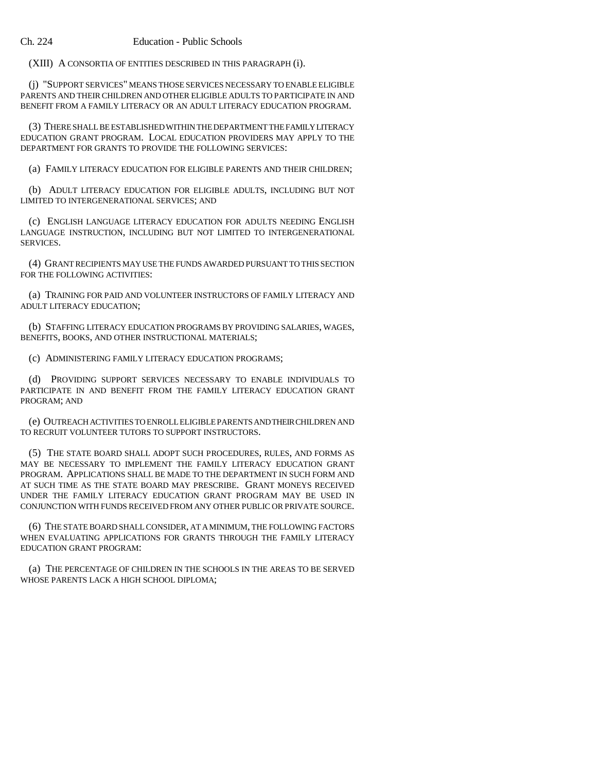(XIII) A CONSORTIA OF ENTITIES DESCRIBED IN THIS PARAGRAPH (i).

(j) "SUPPORT SERVICES" MEANS THOSE SERVICES NECESSARY TO ENABLE ELIGIBLE PARENTS AND THEIR CHILDREN AND OTHER ELIGIBLE ADULTS TO PARTICIPATE IN AND BENEFIT FROM A FAMILY LITERACY OR AN ADULT LITERACY EDUCATION PROGRAM.

(3) THERE SHALL BE ESTABLISHED WITHIN THE DEPARTMENT THE FAMILY LITERACY EDUCATION GRANT PROGRAM. LOCAL EDUCATION PROVIDERS MAY APPLY TO THE DEPARTMENT FOR GRANTS TO PROVIDE THE FOLLOWING SERVICES:

(a) FAMILY LITERACY EDUCATION FOR ELIGIBLE PARENTS AND THEIR CHILDREN;

(b) ADULT LITERACY EDUCATION FOR ELIGIBLE ADULTS, INCLUDING BUT NOT LIMITED TO INTERGENERATIONAL SERVICES; AND

(c) ENGLISH LANGUAGE LITERACY EDUCATION FOR ADULTS NEEDING ENGLISH LANGUAGE INSTRUCTION, INCLUDING BUT NOT LIMITED TO INTERGENERATIONAL SERVICES.

(4) GRANT RECIPIENTS MAY USE THE FUNDS AWARDED PURSUANT TO THIS SECTION FOR THE FOLLOWING ACTIVITIES:

(a) TRAINING FOR PAID AND VOLUNTEER INSTRUCTORS OF FAMILY LITERACY AND ADULT LITERACY EDUCATION;

(b) STAFFING LITERACY EDUCATION PROGRAMS BY PROVIDING SALARIES, WAGES, BENEFITS, BOOKS, AND OTHER INSTRUCTIONAL MATERIALS;

(c) ADMINISTERING FAMILY LITERACY EDUCATION PROGRAMS;

(d) PROVIDING SUPPORT SERVICES NECESSARY TO ENABLE INDIVIDUALS TO PARTICIPATE IN AND BENEFIT FROM THE FAMILY LITERACY EDUCATION GRANT PROGRAM; AND

(e) OUTREACH ACTIVITIES TO ENROLL ELIGIBLE PARENTS AND THEIR CHILDREN AND TO RECRUIT VOLUNTEER TUTORS TO SUPPORT INSTRUCTORS.

(5) THE STATE BOARD SHALL ADOPT SUCH PROCEDURES, RULES, AND FORMS AS MAY BE NECESSARY TO IMPLEMENT THE FAMILY LITERACY EDUCATION GRANT PROGRAM. APPLICATIONS SHALL BE MADE TO THE DEPARTMENT IN SUCH FORM AND AT SUCH TIME AS THE STATE BOARD MAY PRESCRIBE. GRANT MONEYS RECEIVED UNDER THE FAMILY LITERACY EDUCATION GRANT PROGRAM MAY BE USED IN CONJUNCTION WITH FUNDS RECEIVED FROM ANY OTHER PUBLIC OR PRIVATE SOURCE.

(6) THE STATE BOARD SHALL CONSIDER, AT A MINIMUM, THE FOLLOWING FACTORS WHEN EVALUATING APPLICATIONS FOR GRANTS THROUGH THE FAMILY LITERACY EDUCATION GRANT PROGRAM:

(a) THE PERCENTAGE OF CHILDREN IN THE SCHOOLS IN THE AREAS TO BE SERVED WHOSE PARENTS LACK A HIGH SCHOOL DIPLOMA;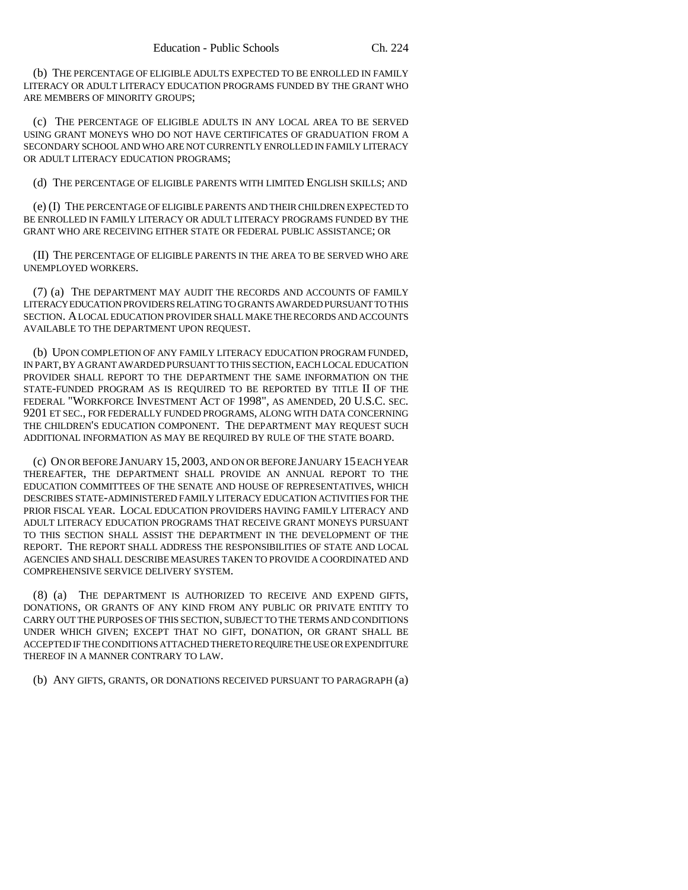(b) THE PERCENTAGE OF ELIGIBLE ADULTS EXPECTED TO BE ENROLLED IN FAMILY LITERACY OR ADULT LITERACY EDUCATION PROGRAMS FUNDED BY THE GRANT WHO ARE MEMBERS OF MINORITY GROUPS;

(c) THE PERCENTAGE OF ELIGIBLE ADULTS IN ANY LOCAL AREA TO BE SERVED USING GRANT MONEYS WHO DO NOT HAVE CERTIFICATES OF GRADUATION FROM A SECONDARY SCHOOL AND WHO ARE NOT CURRENTLY ENROLLED IN FAMILY LITERACY OR ADULT LITERACY EDUCATION PROGRAMS;

(d) THE PERCENTAGE OF ELIGIBLE PARENTS WITH LIMITED ENGLISH SKILLS; AND

(e) (I) THE PERCENTAGE OF ELIGIBLE PARENTS AND THEIR CHILDREN EXPECTED TO BE ENROLLED IN FAMILY LITERACY OR ADULT LITERACY PROGRAMS FUNDED BY THE GRANT WHO ARE RECEIVING EITHER STATE OR FEDERAL PUBLIC ASSISTANCE; OR

(II) THE PERCENTAGE OF ELIGIBLE PARENTS IN THE AREA TO BE SERVED WHO ARE UNEMPLOYED WORKERS.

(7) (a) THE DEPARTMENT MAY AUDIT THE RECORDS AND ACCOUNTS OF FAMILY LITERACY EDUCATION PROVIDERS RELATING TO GRANTS AWARDED PURSUANT TO THIS SECTION. A LOCAL EDUCATION PROVIDER SHALL MAKE THE RECORDS AND ACCOUNTS AVAILABLE TO THE DEPARTMENT UPON REQUEST.

(b) UPON COMPLETION OF ANY FAMILY LITERACY EDUCATION PROGRAM FUNDED, IN PART, BY A GRANT AWARDED PURSUANT TO THIS SECTION, EACH LOCAL EDUCATION PROVIDER SHALL REPORT TO THE DEPARTMENT THE SAME INFORMATION ON THE STATE-FUNDED PROGRAM AS IS REQUIRED TO BE REPORTED BY TITLE II OF THE FEDERAL "WORKFORCE INVESTMENT ACT OF 1998", AS AMENDED, 20 U.S.C. SEC. 9201 ET SEC., FOR FEDERALLY FUNDED PROGRAMS, ALONG WITH DATA CONCERNING THE CHILDREN'S EDUCATION COMPONENT. THE DEPARTMENT MAY REQUEST SUCH ADDITIONAL INFORMATION AS MAY BE REQUIRED BY RULE OF THE STATE BOARD.

(c) ON OR BEFORE JANUARY 15, 2003, AND ON OR BEFORE JANUARY 15 EACH YEAR THEREAFTER, THE DEPARTMENT SHALL PROVIDE AN ANNUAL REPORT TO THE EDUCATION COMMITTEES OF THE SENATE AND HOUSE OF REPRESENTATIVES, WHICH DESCRIBES STATE-ADMINISTERED FAMILY LITERACY EDUCATION ACTIVITIES FOR THE PRIOR FISCAL YEAR. LOCAL EDUCATION PROVIDERS HAVING FAMILY LITERACY AND ADULT LITERACY EDUCATION PROGRAMS THAT RECEIVE GRANT MONEYS PURSUANT TO THIS SECTION SHALL ASSIST THE DEPARTMENT IN THE DEVELOPMENT OF THE REPORT. THE REPORT SHALL ADDRESS THE RESPONSIBILITIES OF STATE AND LOCAL AGENCIES AND SHALL DESCRIBE MEASURES TAKEN TO PROVIDE A COORDINATED AND COMPREHENSIVE SERVICE DELIVERY SYSTEM.

(8) (a) THE DEPARTMENT IS AUTHORIZED TO RECEIVE AND EXPEND GIFTS, DONATIONS, OR GRANTS OF ANY KIND FROM ANY PUBLIC OR PRIVATE ENTITY TO CARRY OUT THE PURPOSES OF THIS SECTION, SUBJECT TO THE TERMS AND CONDITIONS UNDER WHICH GIVEN; EXCEPT THAT NO GIFT, DONATION, OR GRANT SHALL BE ACCEPTED IF THE CONDITIONS ATTACHED THERETO REQUIRE THE USE OR EXPENDITURE THEREOF IN A MANNER CONTRARY TO LAW.

(b) ANY GIFTS, GRANTS, OR DONATIONS RECEIVED PURSUANT TO PARAGRAPH (a)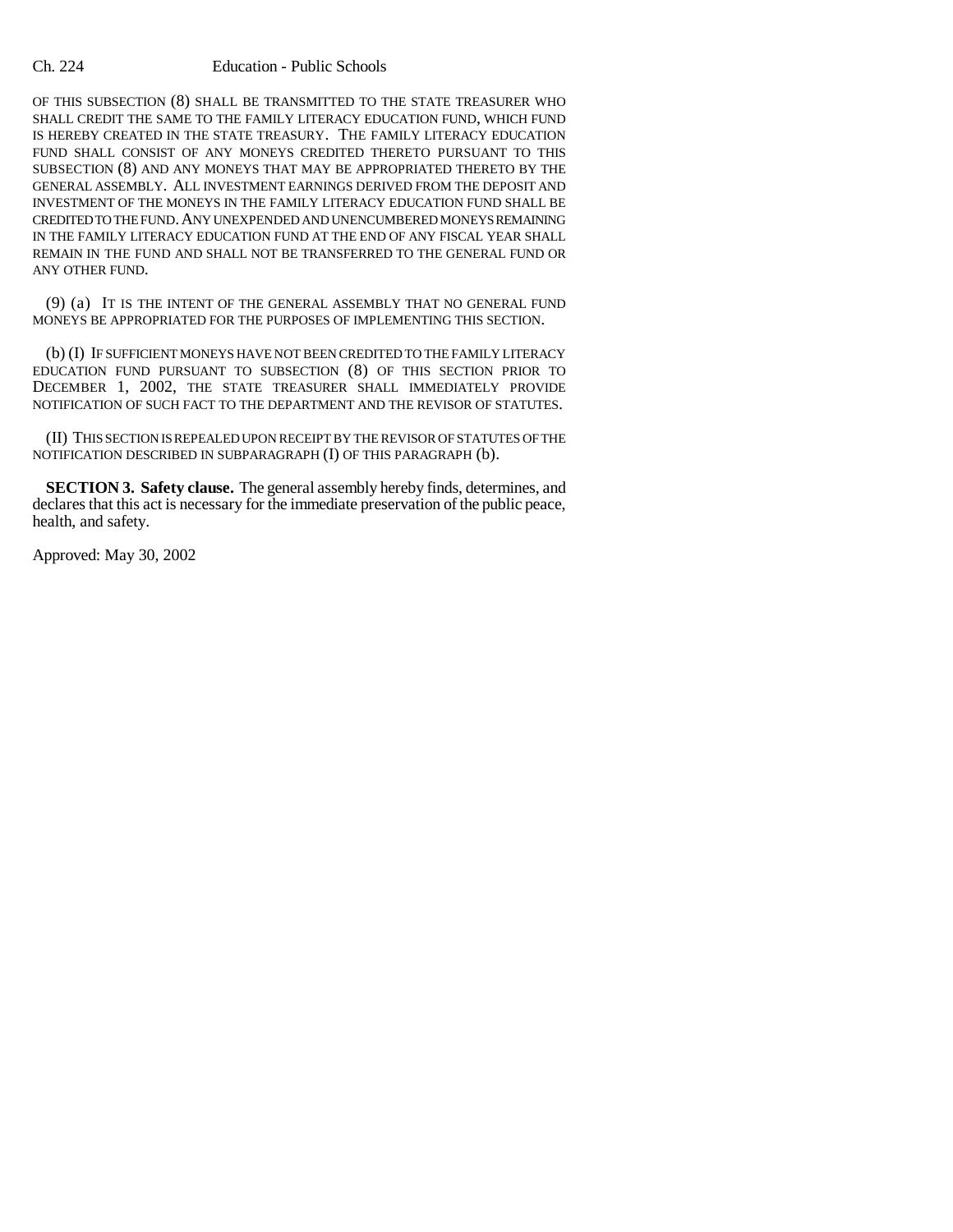OF THIS SUBSECTION (8) SHALL BE TRANSMITTED TO THE STATE TREASURER WHO SHALL CREDIT THE SAME TO THE FAMILY LITERACY EDUCATION FUND, WHICH FUND IS HEREBY CREATED IN THE STATE TREASURY. THE FAMILY LITERACY EDUCATION FUND SHALL CONSIST OF ANY MONEYS CREDITED THERETO PURSUANT TO THIS SUBSECTION (8) AND ANY MONEYS THAT MAY BE APPROPRIATED THERETO BY THE GENERAL ASSEMBLY. ALL INVESTMENT EARNINGS DERIVED FROM THE DEPOSIT AND INVESTMENT OF THE MONEYS IN THE FAMILY LITERACY EDUCATION FUND SHALL BE CREDITED TO THE FUND. ANY UNEXPENDED AND UNENCUMBERED MONEYS REMAINING IN THE FAMILY LITERACY EDUCATION FUND AT THE END OF ANY FISCAL YEAR SHALL REMAIN IN THE FUND AND SHALL NOT BE TRANSFERRED TO THE GENERAL FUND OR ANY OTHER FUND.

(9) (a) IT IS THE INTENT OF THE GENERAL ASSEMBLY THAT NO GENERAL FUND MONEYS BE APPROPRIATED FOR THE PURPOSES OF IMPLEMENTING THIS SECTION.

(b) (I) IF SUFFICIENT MONEYS HAVE NOT BEEN CREDITED TO THE FAMILY LITERACY EDUCATION FUND PURSUANT TO SUBSECTION (8) OF THIS SECTION PRIOR TO DECEMBER 1, 2002, THE STATE TREASURER SHALL IMMEDIATELY PROVIDE NOTIFICATION OF SUCH FACT TO THE DEPARTMENT AND THE REVISOR OF STATUTES.

(II) THIS SECTION IS REPEALED UPON RECEIPT BY THE REVISOR OF STATUTES OF THE NOTIFICATION DESCRIBED IN SUBPARAGRAPH (I) OF THIS PARAGRAPH (b).

**SECTION 3. Safety clause.** The general assembly hereby finds, determines, and declares that this act is necessary for the immediate preservation of the public peace, health, and safety.

Approved: May 30, 2002